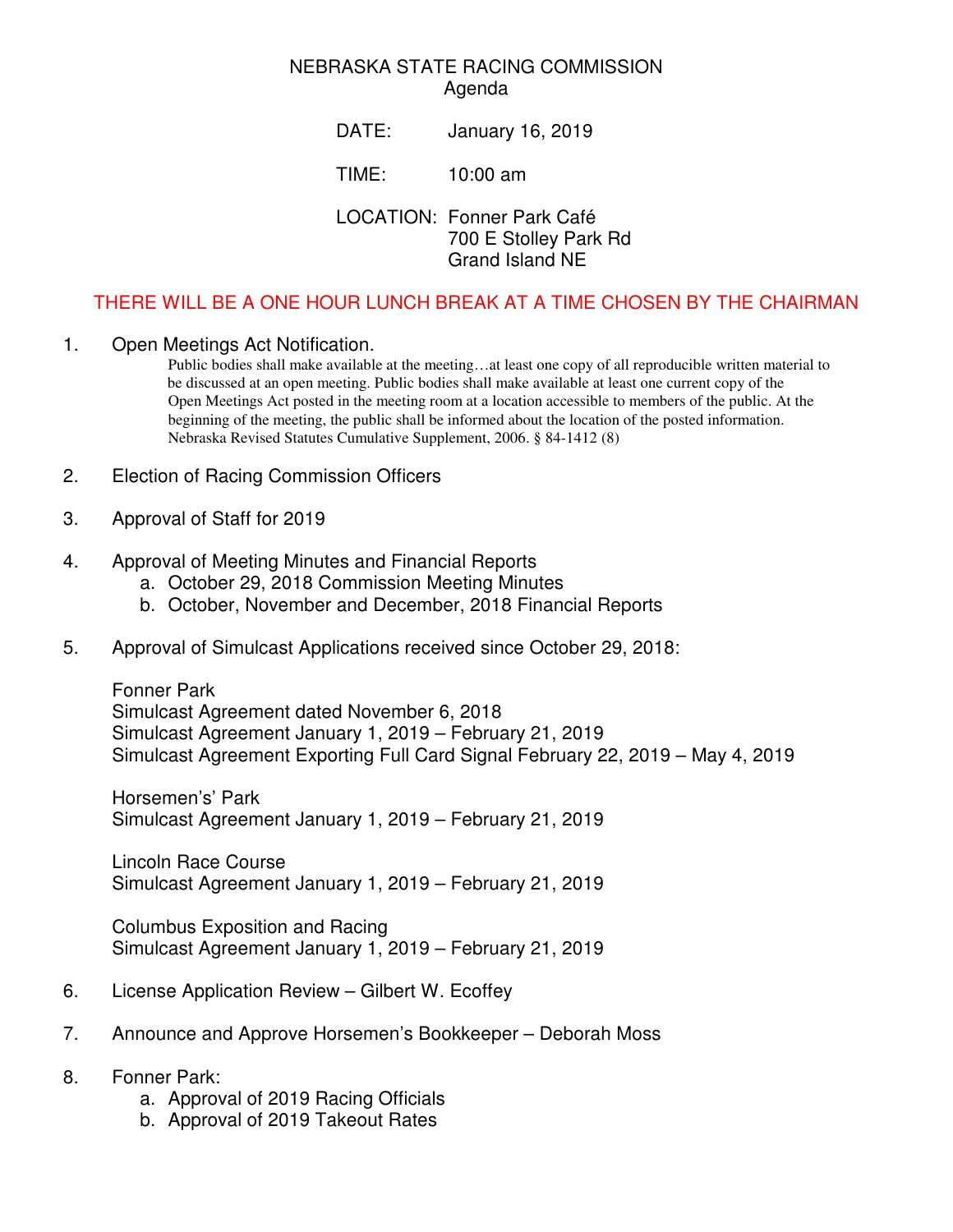# NEBRASKA STATE RACING COMMISSION
## Agenda

DATE: January 16, 2019

TIME: 10:00 am

LOCATION: Fonner Park Café
700 E Stolley Park Rd
Grand Island NE

**THERE WILL BE A ONE HOUR LUNCH BREAK AT A TIME CHOSEN BY THE CHAIRMAN**

1. Open Meetings Act Notification.

   Public bodies shall make available at the meeting…at least one copy of all reproducible written material to be discussed at an open meeting. Public bodies shall make available at least one current copy of the Open Meetings Act posted in the meeting room at a location accessible to members of the public. At the beginning of the meeting, the public shall be informed about the location of the posted information. Nebraska Revised Statutes Cumulative Supplement, 2006. § 84-1412 (8)

2. Election of Racing Commission Officers

3. Approval of Staff for 2019

4. Approval of Meeting Minutes and Financial Reports
   a. October 29, 2018 Commission Meeting Minutes
   b. October, November and December, 2018 Financial Reports

5. Approval of Simulcast Applications received since October 29, 2018:

   Fonner Park
   Simulcast Agreement dated November 6, 2018
   Simulcast Agreement January 1, 2019 – February 21, 2019
   Simulcast Agreement Exporting Full Card Signal February 22, 2019 – May 4, 2019

   Horsemen's Park
   Simulcast Agreement January 1, 2019 – February 21, 2019

   Lincoln Race Course
   Simulcast Agreement January 1, 2019 – February 21, 2019

   Columbus Exposition and Racing
   Simulcast Agreement January 1, 2019 – February 21, 2019

6. License Application Review – Gilbert W. Ecoffey

7. Announce and Approve Horsemen's Bookkeeper – Deborah Moss

8. Fonner Park:
   a. Approval of 2019 Racing Officials
   b. Approval of 2019 Takeout Rates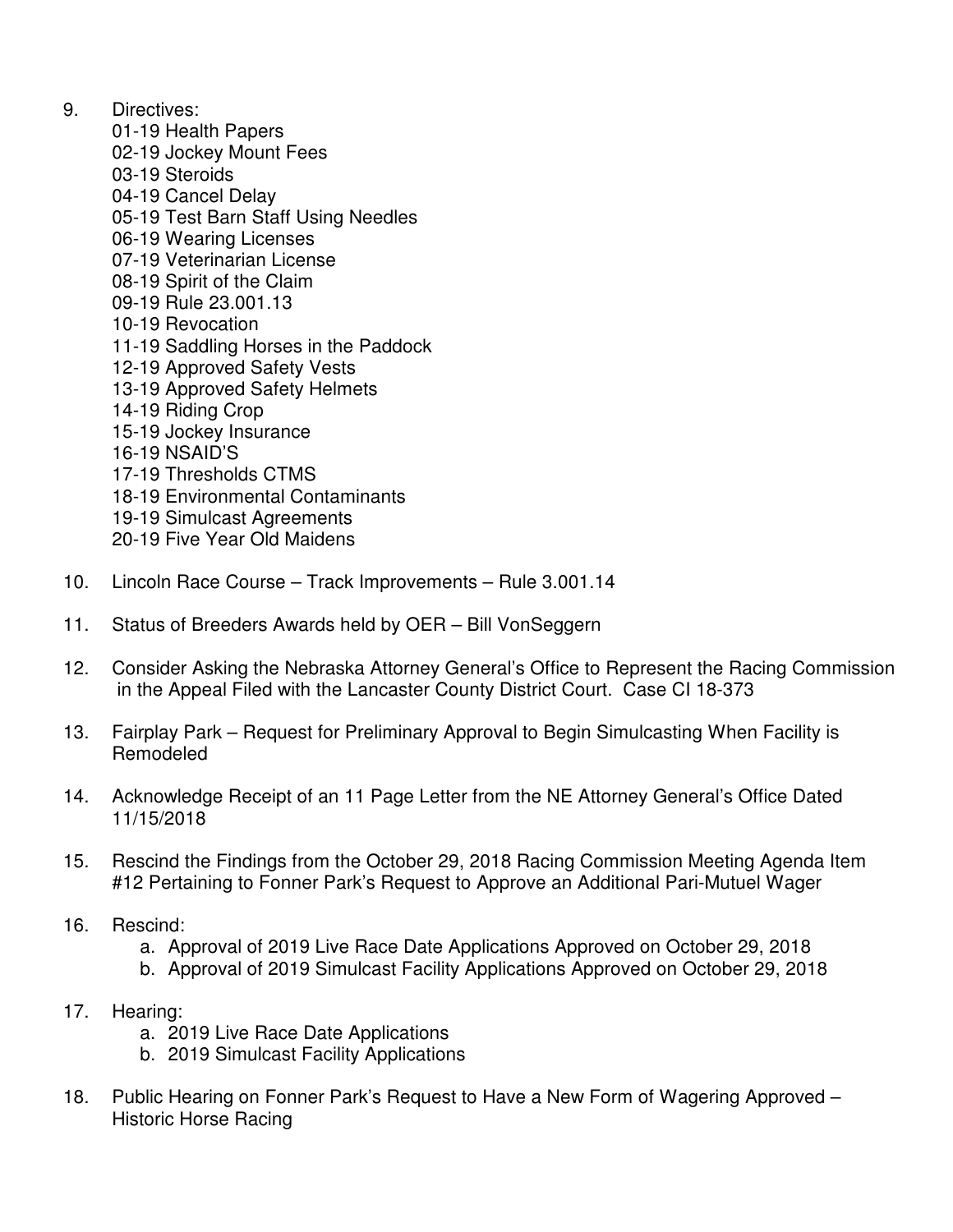9. Directives:
   01-19 Health Papers
   02-19 Jockey Mount Fees
   03-19 Steroids
   04-19 Cancel Delay
   05-19 Test Barn Staff Using Needles
   06-19 Wearing Licenses
   07-19 Veterinarian License
   08-19 Spirit of the Claim
   09-19 Rule 23.001.13
   10-19 Revocation
   11-19 Saddling Horses in the Paddock
   12-19 Approved Safety Vests
   13-19 Approved Safety Helmets
   14-19 Riding Crop
   15-19 Jockey Insurance
   16-19 NSAID'S
   17-19 Thresholds CTMS
   18-19 Environmental Contaminants
   19-19 Simulcast Agreements
   20-19 Five Year Old Maidens

10. Lincoln Race Course – Track Improvements – Rule 3.001.14

11. Status of Breeders Awards held by OER – Bill VonSeggern

12. Consider Asking the Nebraska Attorney General's Office to Represent the Racing Commission in the Appeal Filed with the Lancaster County District Court. Case CI 18-373

13. Fairplay Park – Request for Preliminary Approval to Begin Simulcasting When Facility is Remodeled

14. Acknowledge Receipt of an 11 Page Letter from the NE Attorney General's Office Dated 11/15/2018

15. Rescind the Findings from the October 29, 2018 Racing Commission Meeting Agenda Item #12 Pertaining to Fonner Park's Request to Approve an Additional Pari-Mutuel Wager

16. Rescind:
    a. Approval of 2019 Live Race Date Applications Approved on October 29, 2018
    b. Approval of 2019 Simulcast Facility Applications Approved on October 29, 2018

17. Hearing:
    a. 2019 Live Race Date Applications
    b. 2019 Simulcast Facility Applications

18. Public Hearing on Fonner Park's Request to Have a New Form of Wagering Approved – Historic Horse Racing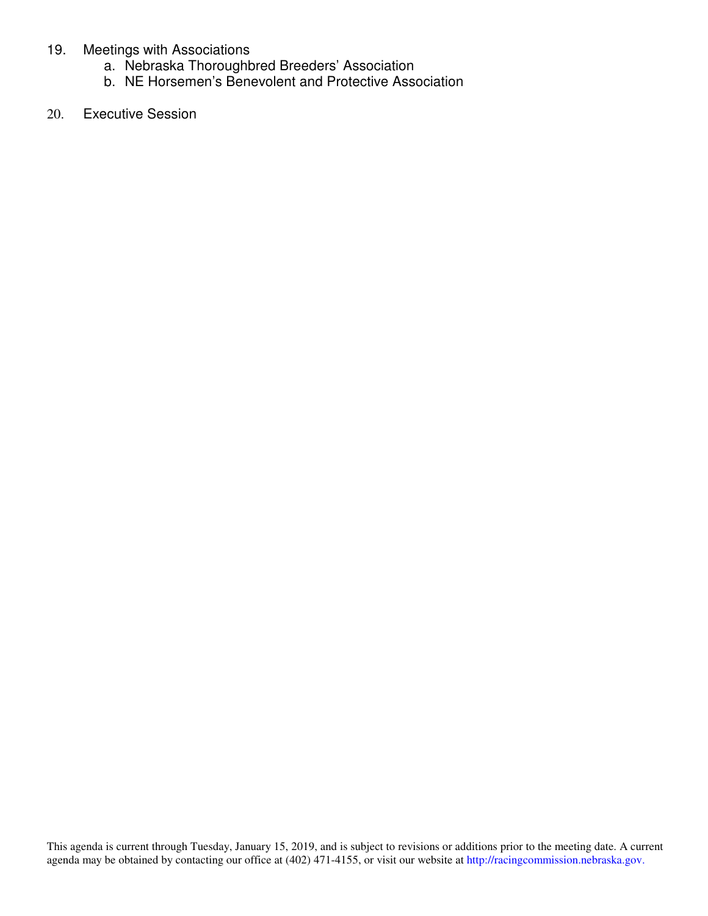19. Meetings with Associations
    a. Nebraska Thoroughbred Breeders' Association
    b. NE Horsemen's Benevolent and Protective Association

20. Executive Session

This agenda is current through Tuesday, January 15, 2019, and is subject to revisions or additions prior to the meeting date. A current agenda may be obtained by contacting our office at (402) 471-4155, or visit our website at http://racingcommission.nebraska.gov.